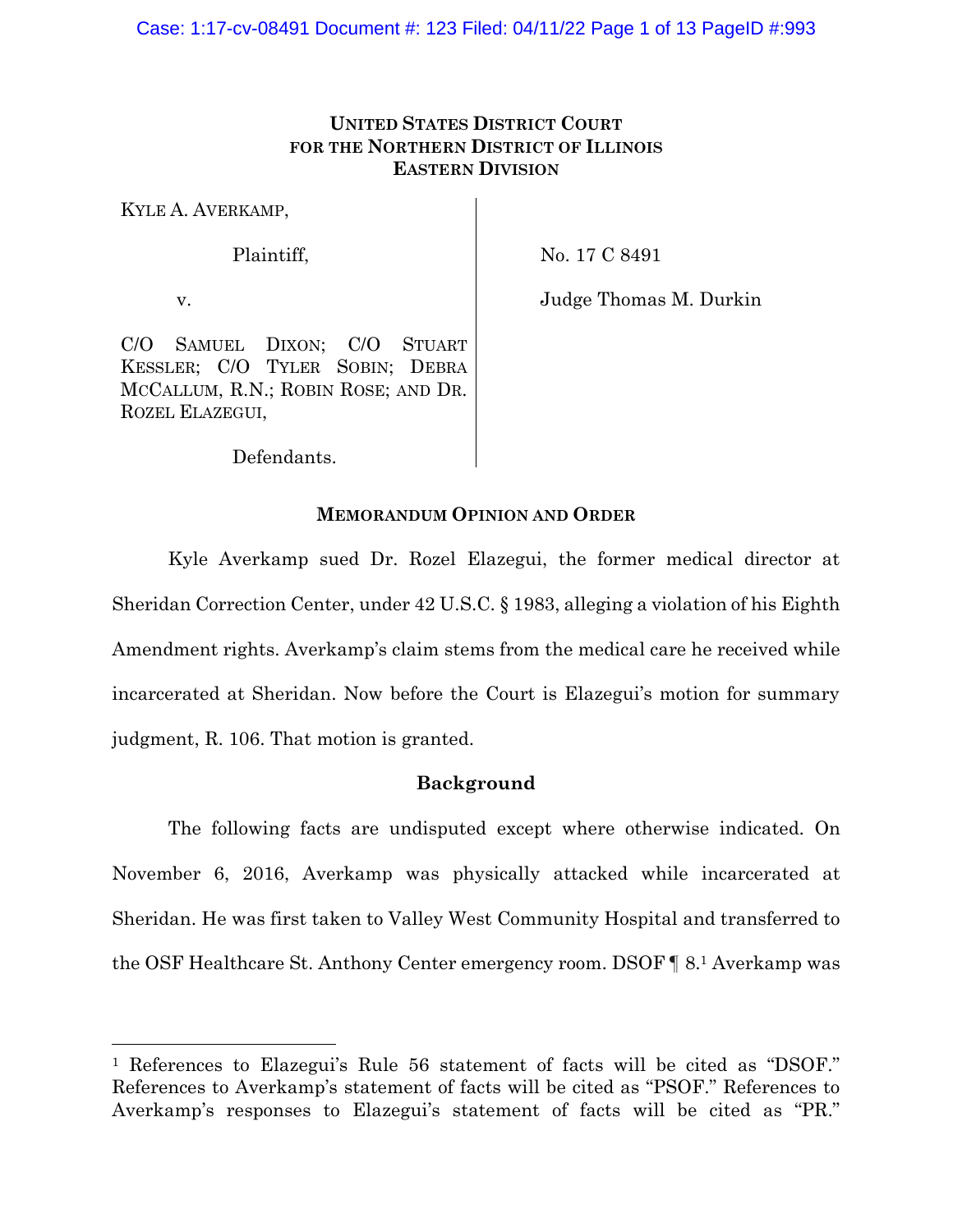**UNITED STATES DISTRICT COURT**
**FOR THE NORTHERN DISTRICT OF ILLINOIS**
**EASTERN DIVISION**

| | |
|---|---|
| KYLE A. AVERKAMP,<br><br>Plaintiff,<br><br>v.<br><br>C/O SAMUEL DIXON; C/O STUART KESSLER; C/O TYLER SOBIN; DEBRA MCCALLUM, R.N.; ROBIN ROSE; AND DR. ROZEL ELAZEGUI,<br><br>Defendants. | No. 17 C 8491<br><br>Judge Thomas M. Durkin |

**MEMORANDUM OPINION AND ORDER**

Kyle Averkamp sued Dr. Rozel Elazegui, the former medical director at Sheridan Correction Center, under 42 U.S.C. § 1983, alleging a violation of his Eighth Amendment rights. Averkamp's claim stems from the medical care he received while incarcerated at Sheridan. Now before the Court is Elazegui's motion for summary judgment, R. 106. That motion is granted.

**Background**

The following facts are undisputed except where otherwise indicated. On November 6, 2016, Averkamp was physically attacked while incarcerated at Sheridan. He was first taken to Valley West Community Hospital and transferred to the OSF Healthcare St. Anthony Center emergency room. DSOF ¶ 8.[1] Averkamp was

[1] References to Elazegui's Rule 56 statement of facts will be cited as "DSOF." References to Averkamp's statement of facts will be cited as "PSOF." References to Averkamp's responses to Elazegui's statement of facts will be cited as "PR."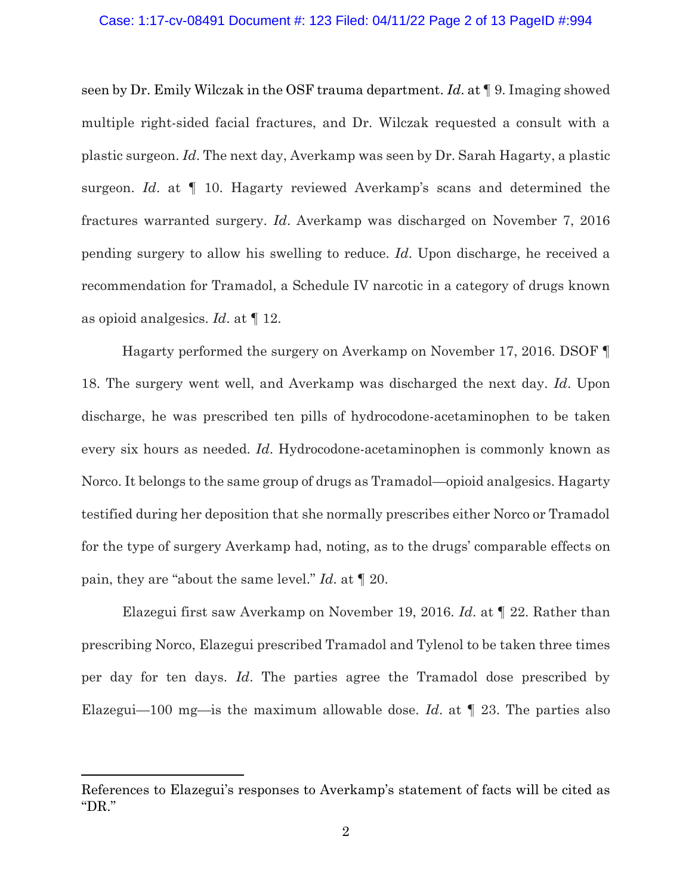seen by Dr. Emily Wilczak in the OSF trauma department. *Id*. at ¶ 9. Imaging showed multiple right-sided facial fractures, and Dr. Wilczak requested a consult with a plastic surgeon. *Id*. The next day, Averkamp was seen by Dr. Sarah Hagarty, a plastic surgeon. *Id*. at ¶ 10. Hagarty reviewed Averkamp's scans and determined the fractures warranted surgery. *Id*. Averkamp was discharged on November 7, 2016 pending surgery to allow his swelling to reduce. *Id*. Upon discharge, he received a recommendation for Tramadol, a Schedule IV narcotic in a category of drugs known as opioid analgesics. *Id*. at ¶ 12.

Hagarty performed the surgery on Averkamp on November 17, 2016. DSOF ¶ 18. The surgery went well, and Averkamp was discharged the next day. *Id*. Upon discharge, he was prescribed ten pills of hydrocodone-acetaminophen to be taken every six hours as needed. *Id*. Hydrocodone-acetaminophen is commonly known as Norco. It belongs to the same group of drugs as Tramadol—opioid analgesics. Hagarty testified during her deposition that she normally prescribes either Norco or Tramadol for the type of surgery Averkamp had, noting, as to the drugs' comparable effects on pain, they are "about the same level." *Id*. at ¶ 20.

Elazegui first saw Averkamp on November 19, 2016. *Id*. at ¶ 22. Rather than prescribing Norco, Elazegui prescribed Tramadol and Tylenol to be taken three times per day for ten days. *Id*. The parties agree the Tramadol dose prescribed by Elazegui—100 mg—is the maximum allowable dose. *Id*. at ¶ 23. The parties also

---

References to Elazegui's responses to Averkamp's statement of facts will be cited as "DR."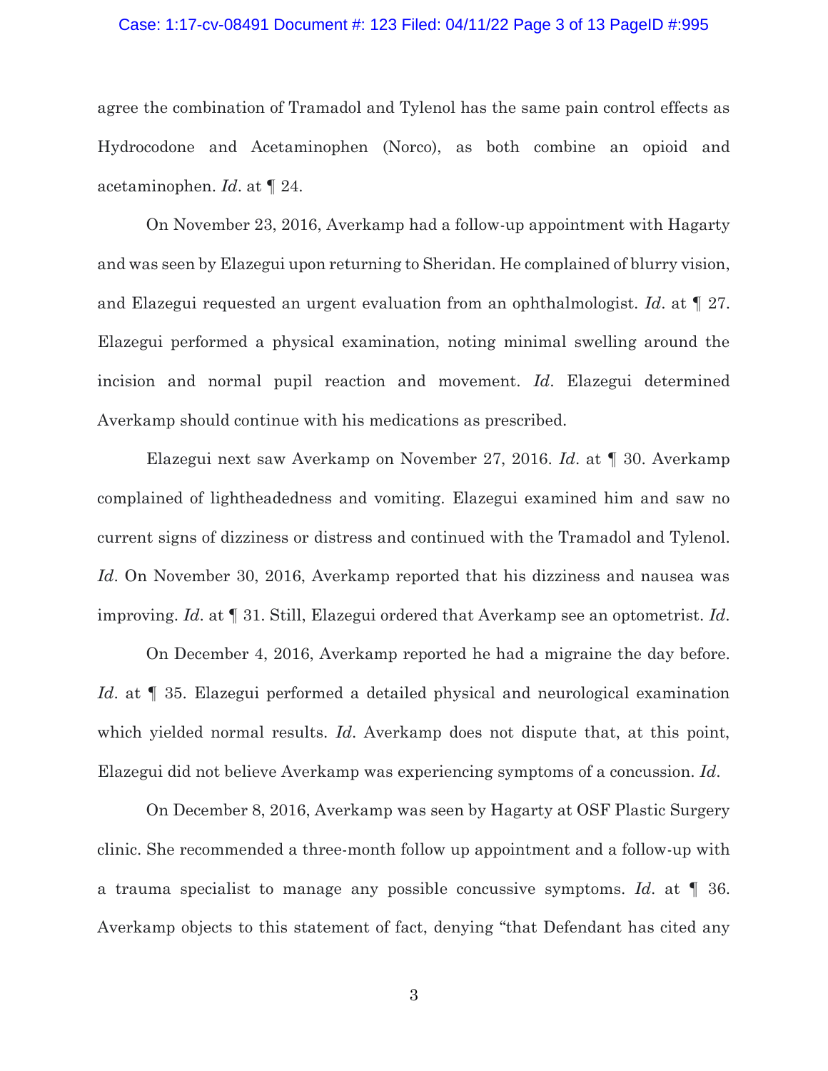agree the combination of Tramadol and Tylenol has the same pain control effects as Hydrocodone and Acetaminophen (Norco), as both combine an opioid and acetaminophen. *Id*. at ¶ 24.

On November 23, 2016, Averkamp had a follow-up appointment with Hagarty and was seen by Elazegui upon returning to Sheridan. He complained of blurry vision, and Elazegui requested an urgent evaluation from an ophthalmologist. *Id*. at ¶ 27. Elazegui performed a physical examination, noting minimal swelling around the incision and normal pupil reaction and movement. *Id*. Elazegui determined Averkamp should continue with his medications as prescribed.

Elazegui next saw Averkamp on November 27, 2016. *Id*. at ¶ 30. Averkamp complained of lightheadedness and vomiting. Elazegui examined him and saw no current signs of dizziness or distress and continued with the Tramadol and Tylenol. *Id*. On November 30, 2016, Averkamp reported that his dizziness and nausea was improving. *Id*. at ¶ 31. Still, Elazegui ordered that Averkamp see an optometrist. *Id*.

On December 4, 2016, Averkamp reported he had a migraine the day before. *Id*. at ¶ 35. Elazegui performed a detailed physical and neurological examination which yielded normal results. *Id*. Averkamp does not dispute that, at this point, Elazegui did not believe Averkamp was experiencing symptoms of a concussion. *Id*.

On December 8, 2016, Averkamp was seen by Hagarty at OSF Plastic Surgery clinic. She recommended a three-month follow up appointment and a follow-up with a trauma specialist to manage any possible concussive symptoms. *Id*. at ¶ 36. Averkamp objects to this statement of fact, denying "that Defendant has cited any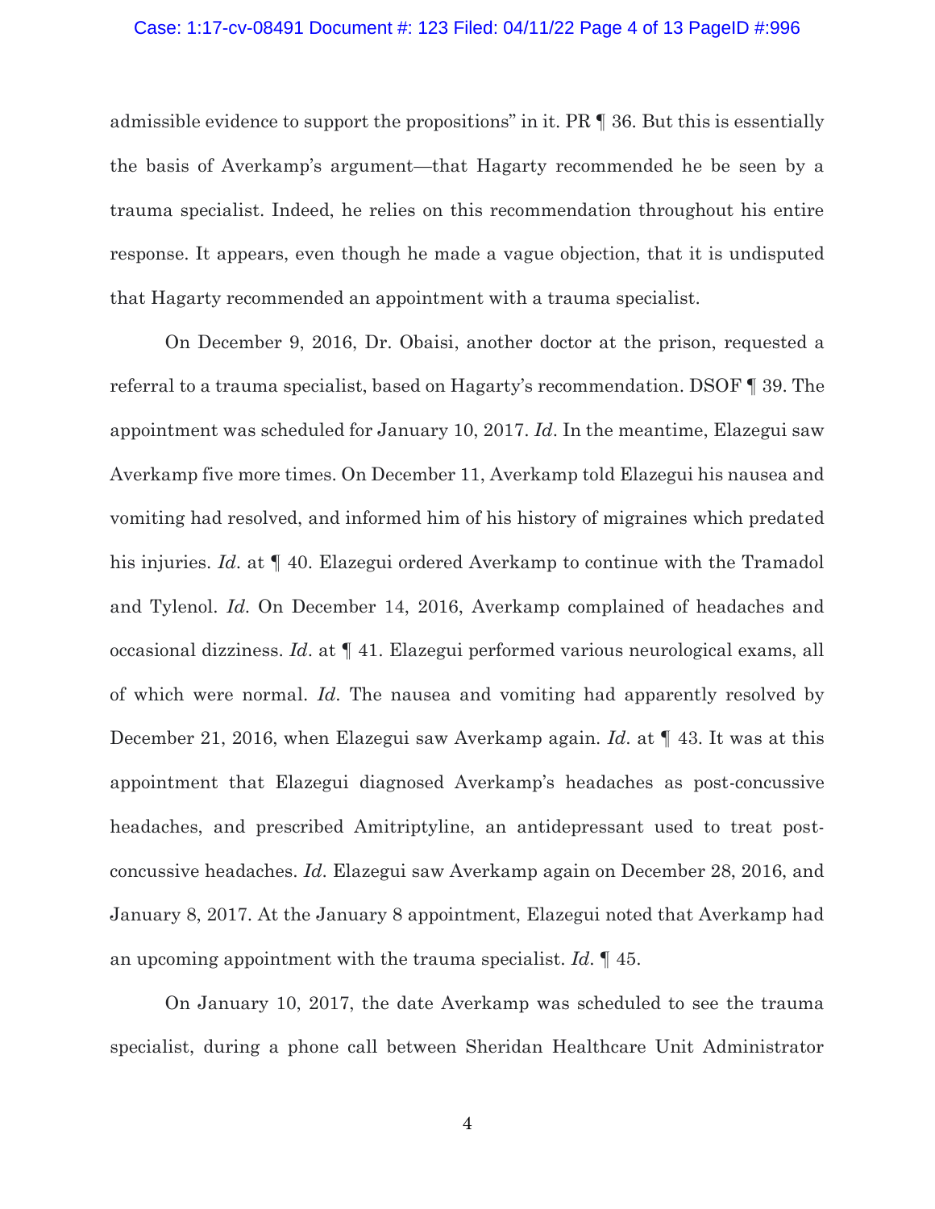admissible evidence to support the propositions" in it. PR ¶ 36. But this is essentially the basis of Averkamp's argument—that Hagarty recommended he be seen by a trauma specialist. Indeed, he relies on this recommendation throughout his entire response. It appears, even though he made a vague objection, that it is undisputed that Hagarty recommended an appointment with a trauma specialist.

On December 9, 2016, Dr. Obaisi, another doctor at the prison, requested a referral to a trauma specialist, based on Hagarty's recommendation. DSOF ¶ 39. The appointment was scheduled for January 10, 2017. *Id*. In the meantime, Elazegui saw Averkamp five more times. On December 11, Averkamp told Elazegui his nausea and vomiting had resolved, and informed him of his history of migraines which predated his injuries. *Id*. at ¶ 40. Elazegui ordered Averkamp to continue with the Tramadol and Tylenol. *Id*. On December 14, 2016, Averkamp complained of headaches and occasional dizziness. *Id*. at ¶ 41. Elazegui performed various neurological exams, all of which were normal. *Id*. The nausea and vomiting had apparently resolved by December 21, 2016, when Elazegui saw Averkamp again. *Id*. at ¶ 43. It was at this appointment that Elazegui diagnosed Averkamp's headaches as post-concussive headaches, and prescribed Amitriptyline, an antidepressant used to treat post-concussive headaches. *Id*. Elazegui saw Averkamp again on December 28, 2016, and January 8, 2017. At the January 8 appointment, Elazegui noted that Averkamp had an upcoming appointment with the trauma specialist. *Id*. ¶ 45.

On January 10, 2017, the date Averkamp was scheduled to see the trauma specialist, during a phone call between Sheridan Healthcare Unit Administrator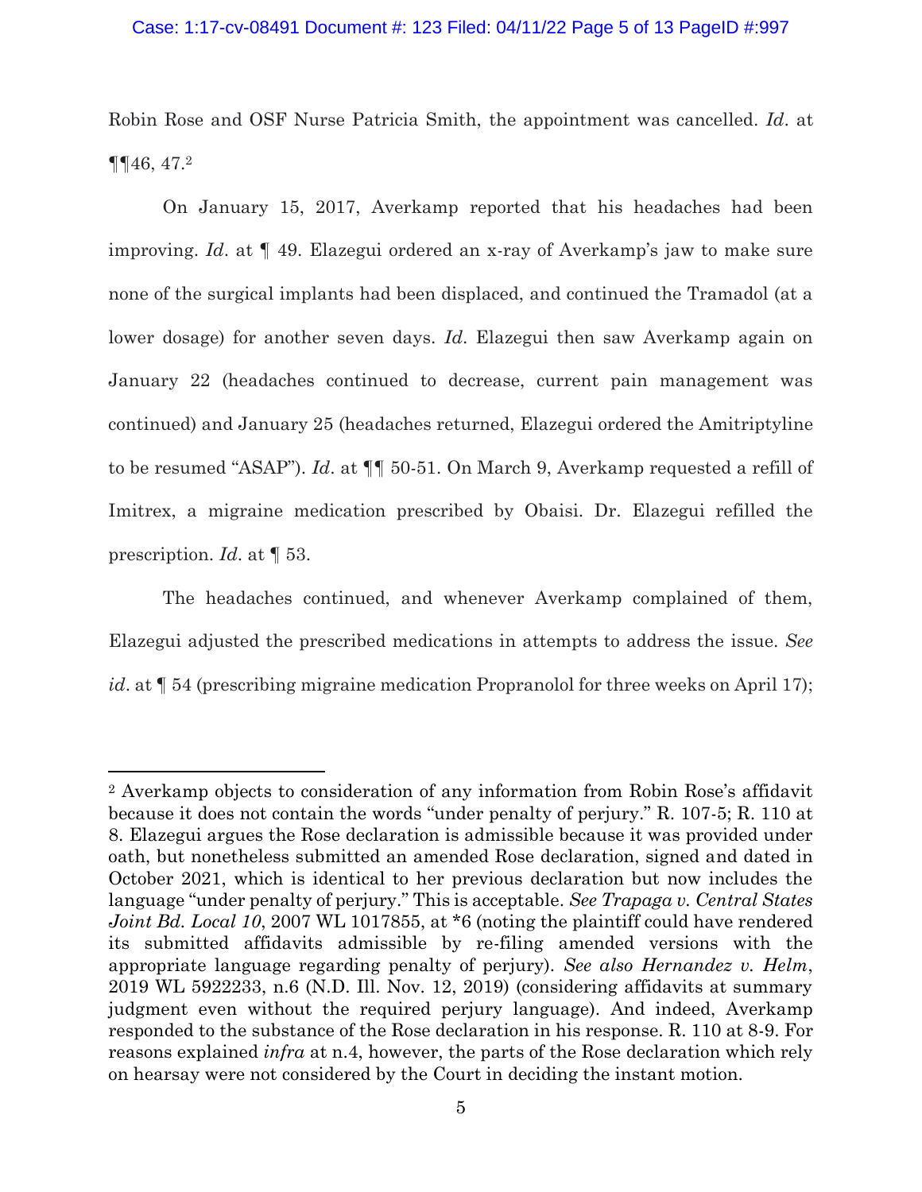Robin Rose and OSF Nurse Patricia Smith, the appointment was cancelled. *Id*. at ¶¶46, 47.[2]

On January 15, 2017, Averkamp reported that his headaches had been improving. *Id*. at ¶ 49. Elazegui ordered an x-ray of Averkamp's jaw to make sure none of the surgical implants had been displaced, and continued the Tramadol (at a lower dosage) for another seven days. *Id*. Elazegui then saw Averkamp again on January 22 (headaches continued to decrease, current pain management was continued) and January 25 (headaches returned, Elazegui ordered the Amitriptyline to be resumed "ASAP"). *Id*. at ¶¶ 50-51. On March 9, Averkamp requested a refill of Imitrex, a migraine medication prescribed by Obaisi. Dr. Elazegui refilled the prescription. *Id*. at ¶ 53.

The headaches continued, and whenever Averkamp complained of them, Elazegui adjusted the prescribed medications in attempts to address the issue. *See id*. at ¶ 54 (prescribing migraine medication Propranolol for three weeks on April 17);

---

[2] Averkamp objects to consideration of any information from Robin Rose's affidavit because it does not contain the words "under penalty of perjury." R. 107-5; R. 110 at 8. Elazegui argues the Rose declaration is admissible because it was provided under oath, but nonetheless submitted an amended Rose declaration, signed and dated in October 2021, which is identical to her previous declaration but now includes the language "under penalty of perjury." This is acceptable. *See Trapaga v. Central States Joint Bd. Local 10*, 2007 WL 1017855, at *6 (noting the plaintiff could have rendered its submitted affidavits admissible by re-filing amended versions with the appropriate language regarding penalty of perjury). *See also Hernandez v. Helm*, 2019 WL 5922233, n.6 (N.D. Ill. Nov. 12, 2019) (considering affidavits at summary judgment even without the required perjury language). And indeed, Averkamp responded to the substance of the Rose declaration in his response. R. 110 at 8-9. For reasons explained *infra* at n.4, however, the parts of the Rose declaration which rely on hearsay were not considered by the Court in deciding the instant motion.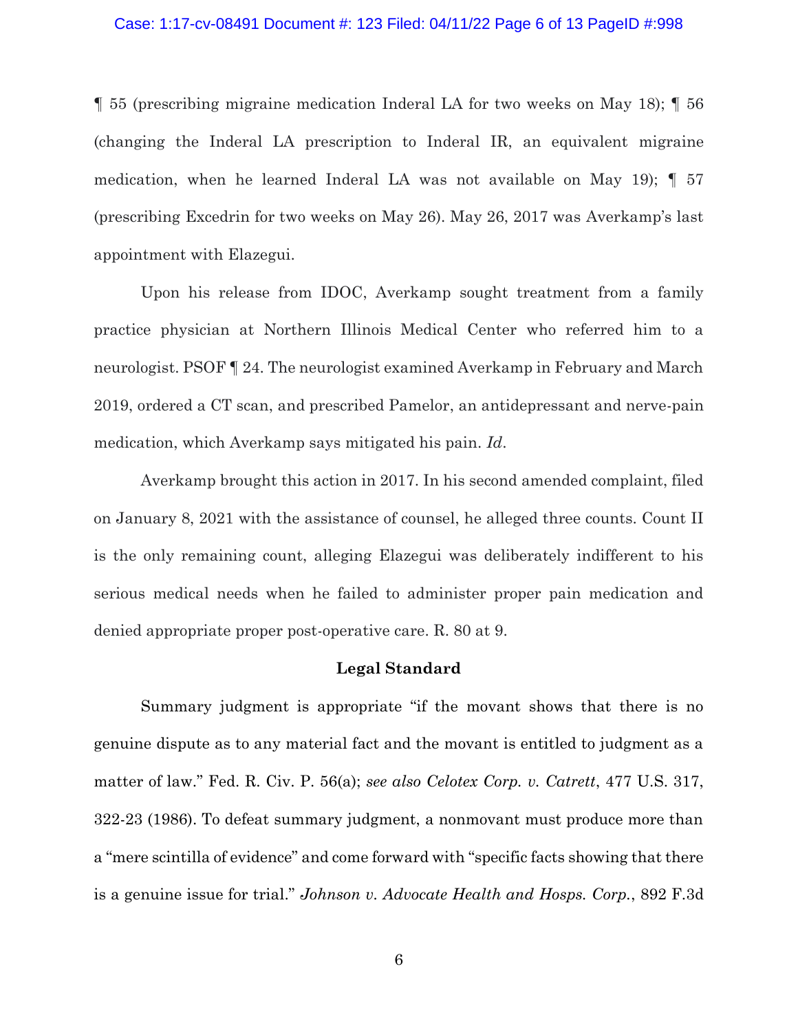¶ 55 (prescribing migraine medication Inderal LA for two weeks on May 18); ¶ 56 (changing the Inderal LA prescription to Inderal IR, an equivalent migraine medication, when he learned Inderal LA was not available on May 19); ¶ 57 (prescribing Excedrin for two weeks on May 26). May 26, 2017 was Averkamp's last appointment with Elazegui.

Upon his release from IDOC, Averkamp sought treatment from a family practice physician at Northern Illinois Medical Center who referred him to a neurologist. PSOF ¶ 24. The neurologist examined Averkamp in February and March 2019, ordered a CT scan, and prescribed Pamelor, an antidepressant and nerve-pain medication, which Averkamp says mitigated his pain. *Id*.

Averkamp brought this action in 2017. In his second amended complaint, filed on January 8, 2021 with the assistance of counsel, he alleged three counts. Count II is the only remaining count, alleging Elazegui was deliberately indifferent to his serious medical needs when he failed to administer proper pain medication and denied appropriate proper post-operative care. R. 80 at 9.

## Legal Standard

Summary judgment is appropriate "if the movant shows that there is no genuine dispute as to any material fact and the movant is entitled to judgment as a matter of law." Fed. R. Civ. P. 56(a); *see also Celotex Corp. v. Catrett*, 477 U.S. 317, 322-23 (1986). To defeat summary judgment, a nonmovant must produce more than a "mere scintilla of evidence" and come forward with "specific facts showing that there is a genuine issue for trial." *Johnson v. Advocate Health and Hosps. Corp.*, 892 F.3d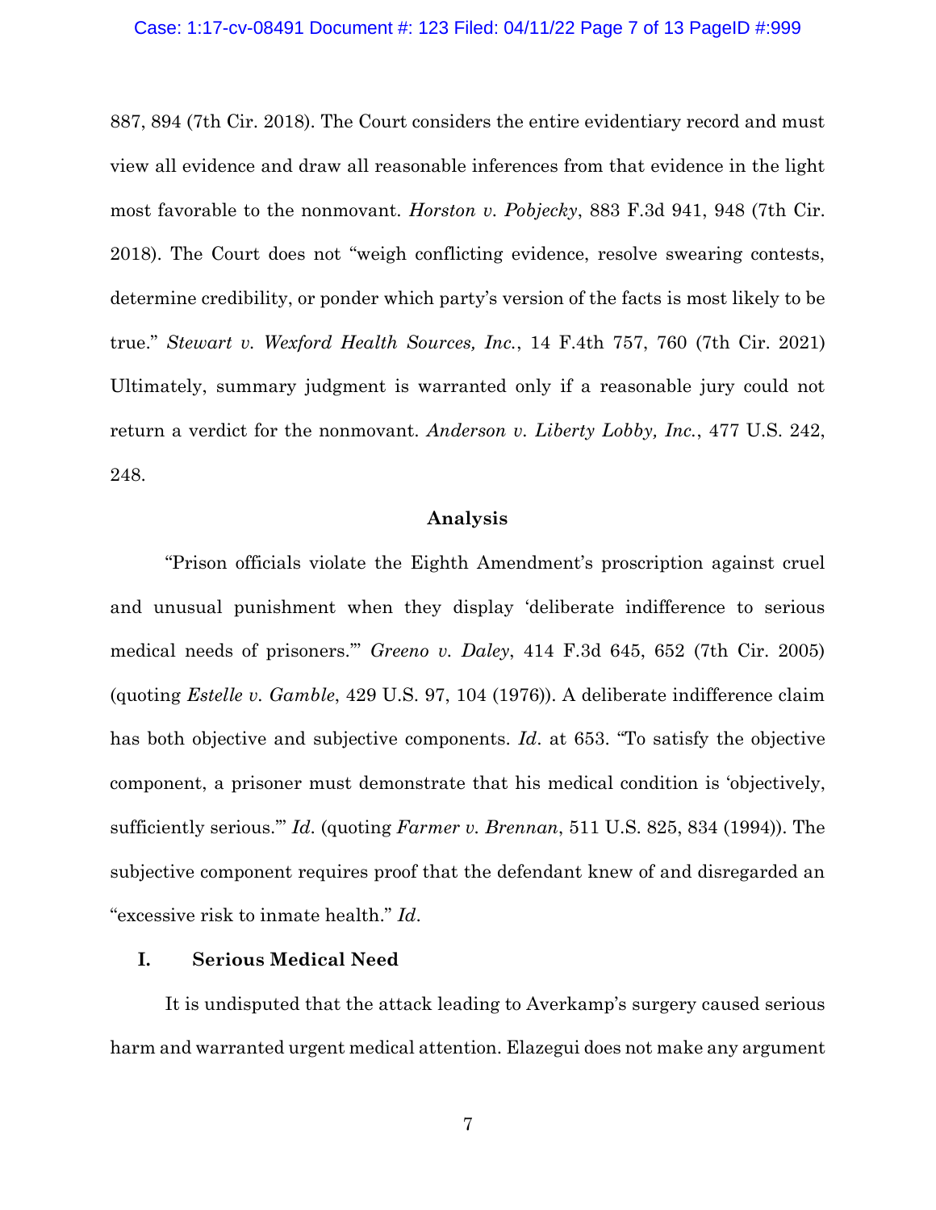887, 894 (7th Cir. 2018). The Court considers the entire evidentiary record and must view all evidence and draw all reasonable inferences from that evidence in the light most favorable to the nonmovant. *Horston v. Pobjecky*, 883 F.3d 941, 948 (7th Cir. 2018). The Court does not "weigh conflicting evidence, resolve swearing contests, determine credibility, or ponder which party's version of the facts is most likely to be true." *Stewart v. Wexford Health Sources, Inc.*, 14 F.4th 757, 760 (7th Cir. 2021) Ultimately, summary judgment is warranted only if a reasonable jury could not return a verdict for the nonmovant. *Anderson v. Liberty Lobby, Inc.*, 477 U.S. 242, 248.

## Analysis

"Prison officials violate the Eighth Amendment's proscription against cruel and unusual punishment when they display 'deliberate indifference to serious medical needs of prisoners.'" *Greeno v. Daley*, 414 F.3d 645, 652 (7th Cir. 2005) (quoting *Estelle v. Gamble*, 429 U.S. 97, 104 (1976)). A deliberate indifference claim has both objective and subjective components. *Id*. at 653. "To satisfy the objective component, a prisoner must demonstrate that his medical condition is 'objectively, sufficiently serious.'" *Id*. (quoting *Farmer v. Brennan*, 511 U.S. 825, 834 (1994)). The subjective component requires proof that the defendant knew of and disregarded an "excessive risk to inmate health." *Id*.

### I. Serious Medical Need

It is undisputed that the attack leading to Averkamp's surgery caused serious harm and warranted urgent medical attention. Elazegui does not make any argument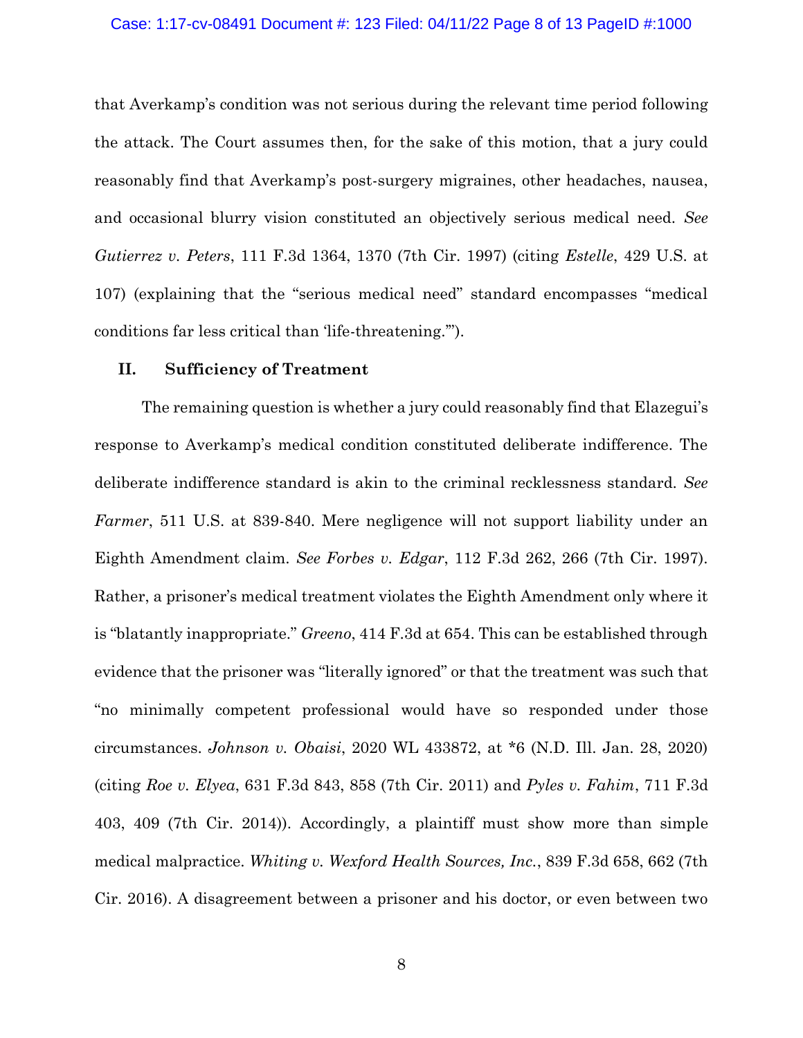that Averkamp's condition was not serious during the relevant time period following the attack. The Court assumes then, for the sake of this motion, that a jury could reasonably find that Averkamp's post-surgery migraines, other headaches, nausea, and occasional blurry vision constituted an objectively serious medical need. *See Gutierrez v. Peters*, 111 F.3d 1364, 1370 (7th Cir. 1997) (citing *Estelle*, 429 U.S. at 107) (explaining that the "serious medical need" standard encompasses "medical conditions far less critical than 'life-threatening.'").

## II. Sufficiency of Treatment

The remaining question is whether a jury could reasonably find that Elazegui's response to Averkamp's medical condition constituted deliberate indifference. The deliberate indifference standard is akin to the criminal recklessness standard. *See Farmer*, 511 U.S. at 839-840. Mere negligence will not support liability under an Eighth Amendment claim. *See Forbes v. Edgar*, 112 F.3d 262, 266 (7th Cir. 1997). Rather, a prisoner's medical treatment violates the Eighth Amendment only where it is "blatantly inappropriate." *Greeno*, 414 F.3d at 654. This can be established through evidence that the prisoner was "literally ignored" or that the treatment was such that "no minimally competent professional would have so responded under those circumstances. *Johnson v. Obaisi*, 2020 WL 433872, at *6 (N.D. Ill. Jan. 28, 2020) (citing *Roe v. Elyea*, 631 F.3d 843, 858 (7th Cir. 2011) and *Pyles v. Fahim*, 711 F.3d 403, 409 (7th Cir. 2014)). Accordingly, a plaintiff must show more than simple medical malpractice. *Whiting v. Wexford Health Sources, Inc.*, 839 F.3d 658, 662 (7th Cir. 2016). A disagreement between a prisoner and his doctor, or even between two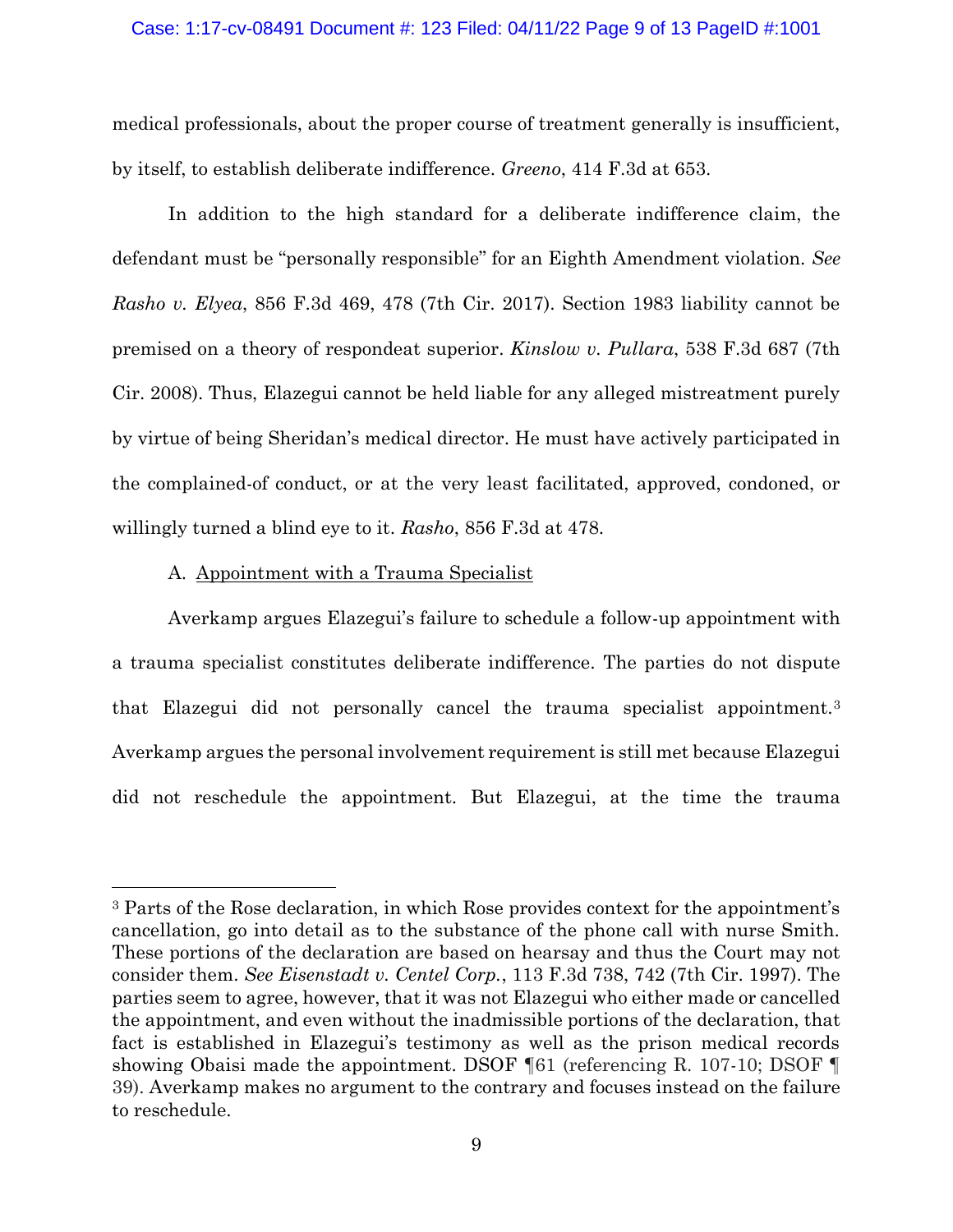medical professionals, about the proper course of treatment generally is insufficient, by itself, to establish deliberate indifference. *Greeno*, 414 F.3d at 653.

In addition to the high standard for a deliberate indifference claim, the defendant must be "personally responsible" for an Eighth Amendment violation. *See Rasho v. Elyea*, 856 F.3d 469, 478 (7th Cir. 2017). Section 1983 liability cannot be premised on a theory of respondeat superior. *Kinslow v. Pullara*, 538 F.3d 687 (7th Cir. 2008). Thus, Elazegui cannot be held liable for any alleged mistreatment purely by virtue of being Sheridan's medical director. He must have actively participated in the complained-of conduct, or at the very least facilitated, approved, condoned, or willingly turned a blind eye to it. *Rasho*, 856 F.3d at 478.

A. <u>Appointment with a Trauma Specialist</u>

Averkamp argues Elazegui's failure to schedule a follow-up appointment with a trauma specialist constitutes deliberate indifference. The parties do not dispute that Elazegui did not personally cancel the trauma specialist appointment.[3] Averkamp argues the personal involvement requirement is still met because Elazegui did not reschedule the appointment. But Elazegui, at the time the trauma

---

[3] Parts of the Rose declaration, in which Rose provides context for the appointment's cancellation, go into detail as to the substance of the phone call with nurse Smith. These portions of the declaration are based on hearsay and thus the Court may not consider them. *See Eisenstadt v. Centel Corp.*, 113 F.3d 738, 742 (7th Cir. 1997). The parties seem to agree, however, that it was not Elazegui who either made or cancelled the appointment, and even without the inadmissible portions of the declaration, that fact is established in Elazegui's testimony as well as the prison medical records showing Obaisi made the appointment. DSOF ¶61 (referencing R. 107-10; DSOF ¶ 39). Averkamp makes no argument to the contrary and focuses instead on the failure to reschedule.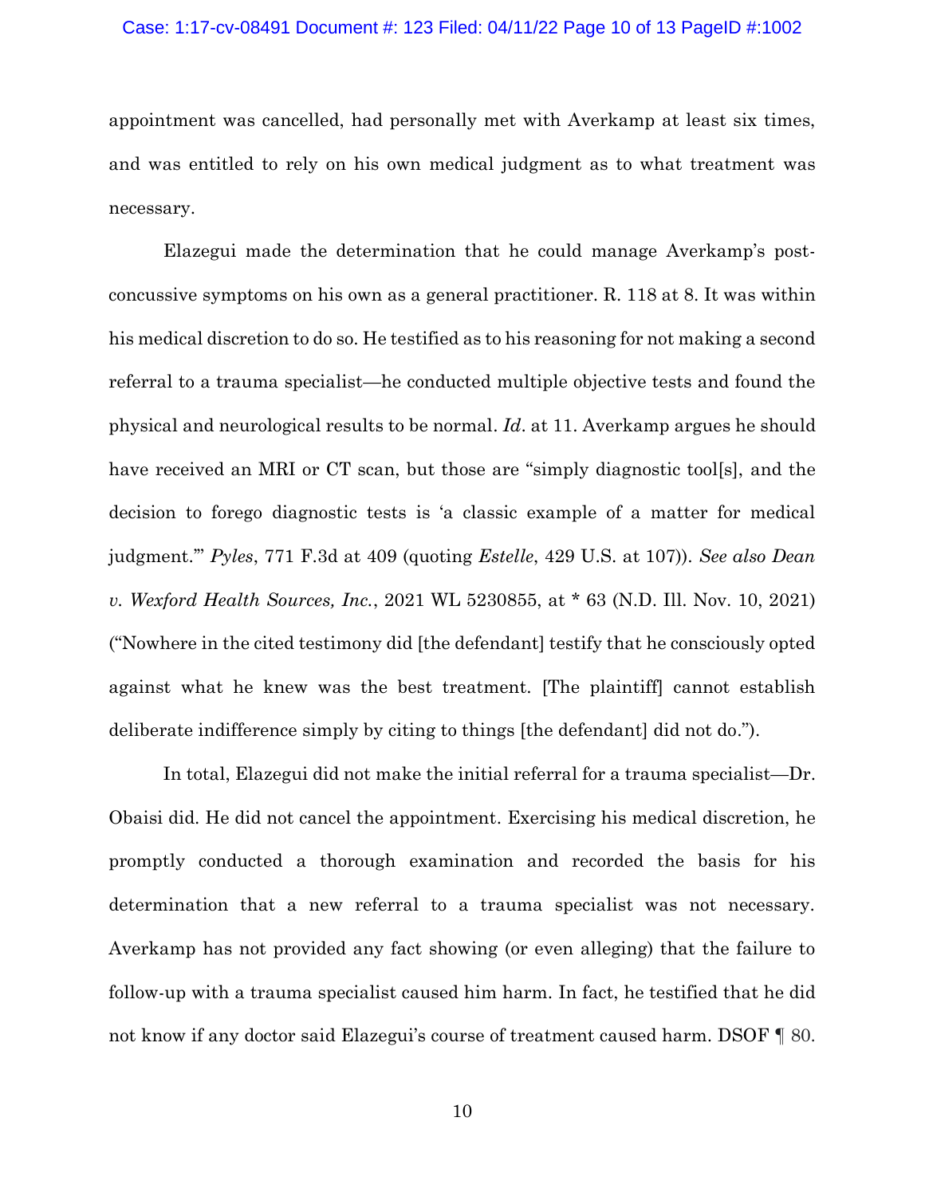appointment was cancelled, had personally met with Averkamp at least six times, and was entitled to rely on his own medical judgment as to what treatment was necessary.

Elazegui made the determination that he could manage Averkamp's post-concussive symptoms on his own as a general practitioner. R. 118 at 8. It was within his medical discretion to do so. He testified as to his reasoning for not making a second referral to a trauma specialist—he conducted multiple objective tests and found the physical and neurological results to be normal. *Id*. at 11. Averkamp argues he should have received an MRI or CT scan, but those are "simply diagnostic tool[s], and the decision to forego diagnostic tests is 'a classic example of a matter for medical judgment.'" *Pyles*, 771 F.3d at 409 (quoting *Estelle*, 429 U.S. at 107)). *See also Dean v. Wexford Health Sources, Inc.*, 2021 WL 5230855, at * 63 (N.D. Ill. Nov. 10, 2021) ("Nowhere in the cited testimony did [the defendant] testify that he consciously opted against what he knew was the best treatment. [The plaintiff] cannot establish deliberate indifference simply by citing to things [the defendant] did not do.").

In total, Elazegui did not make the initial referral for a trauma specialist—Dr. Obaisi did. He did not cancel the appointment. Exercising his medical discretion, he promptly conducted a thorough examination and recorded the basis for his determination that a new referral to a trauma specialist was not necessary. Averkamp has not provided any fact showing (or even alleging) that the failure to follow-up with a trauma specialist caused him harm. In fact, he testified that he did not know if any doctor said Elazegui's course of treatment caused harm. DSOF ¶ 80.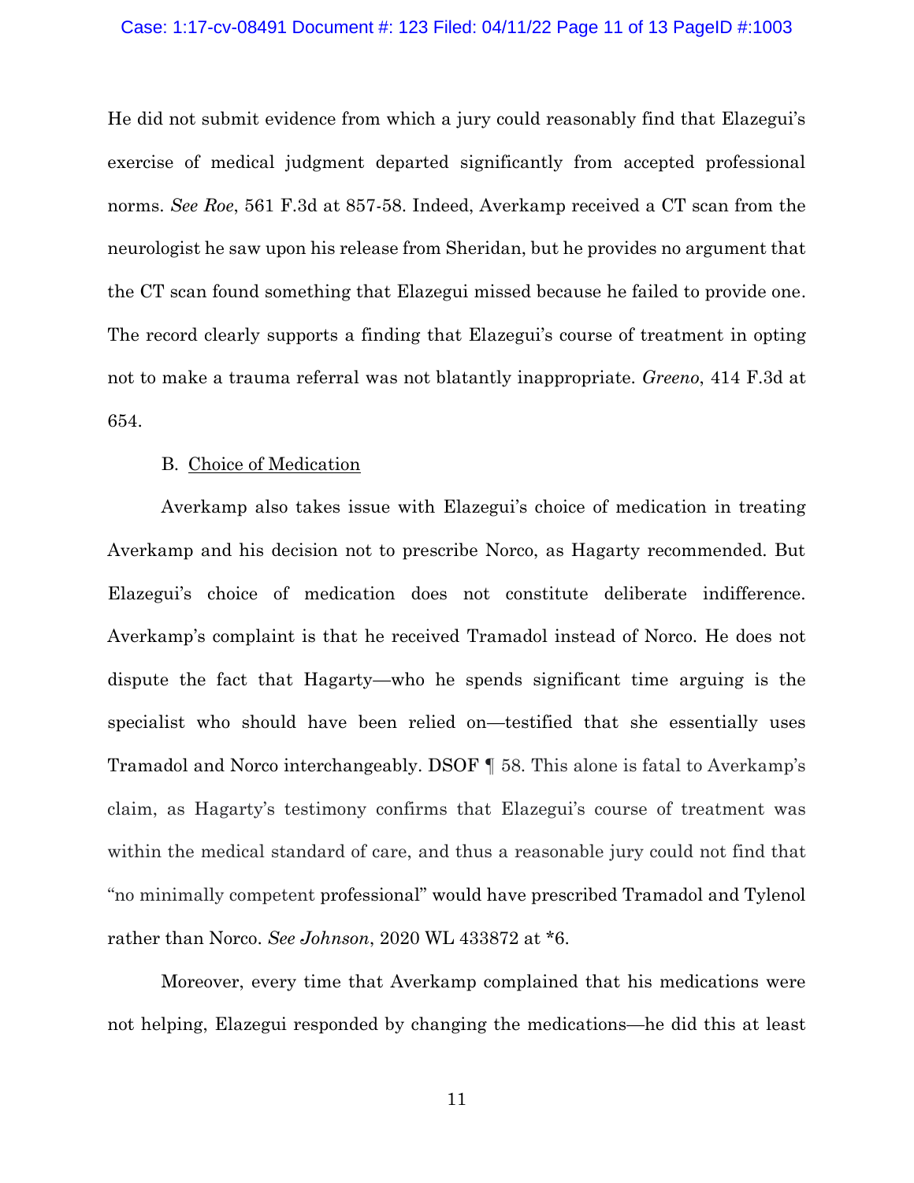He did not submit evidence from which a jury could reasonably find that Elazegui's exercise of medical judgment departed significantly from accepted professional norms. *See Roe*, 561 F.3d at 857-58. Indeed, Averkamp received a CT scan from the neurologist he saw upon his release from Sheridan, but he provides no argument that the CT scan found something that Elazegui missed because he failed to provide one. The record clearly supports a finding that Elazegui's course of treatment in opting not to make a trauma referral was not blatantly inappropriate. *Greeno*, 414 F.3d at 654.

B. Choice of Medication

Averkamp also takes issue with Elazegui's choice of medication in treating Averkamp and his decision not to prescribe Norco, as Hagarty recommended. But Elazegui's choice of medication does not constitute deliberate indifference. Averkamp's complaint is that he received Tramadol instead of Norco. He does not dispute the fact that Hagarty—who he spends significant time arguing is the specialist who should have been relied on—testified that she essentially uses Tramadol and Norco interchangeably. DSOF ¶ 58. This alone is fatal to Averkamp's claim, as Hagarty's testimony confirms that Elazegui's course of treatment was within the medical standard of care, and thus a reasonable jury could not find that "no minimally competent professional" would have prescribed Tramadol and Tylenol rather than Norco. *See Johnson*, 2020 WL 433872 at *6.

Moreover, every time that Averkamp complained that his medications were not helping, Elazegui responded by changing the medications—he did this at least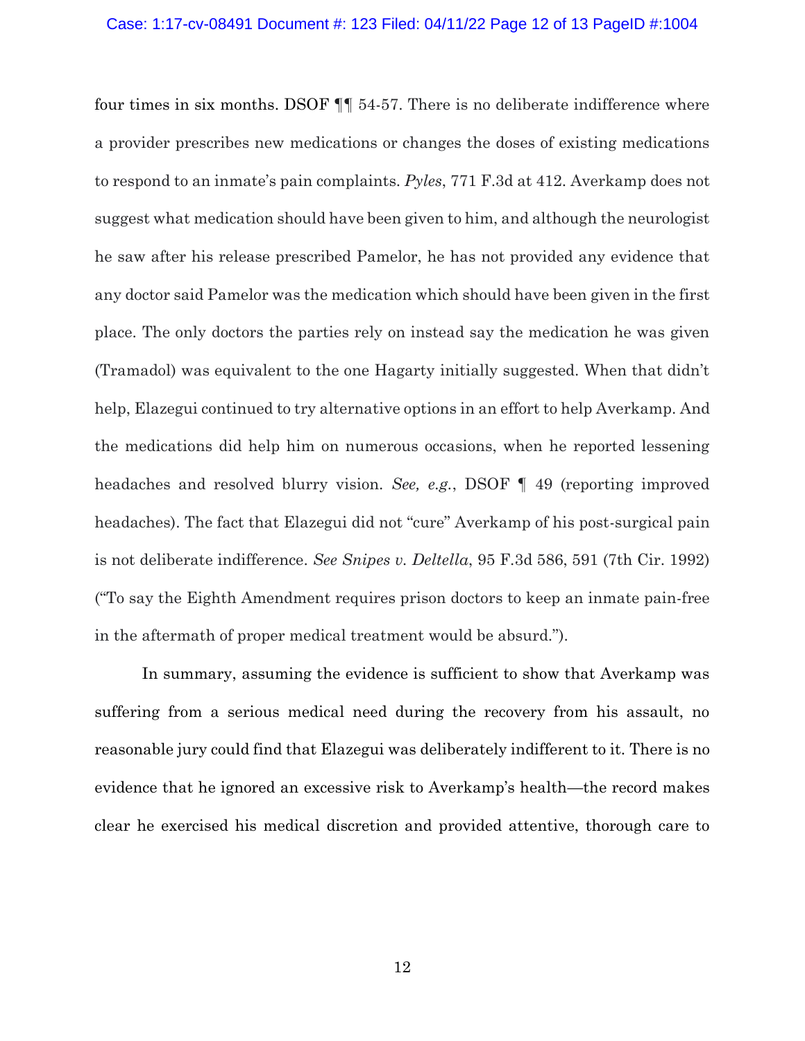four times in six months. DSOF ¶¶ 54-57. There is no deliberate indifference where a provider prescribes new medications or changes the doses of existing medications to respond to an inmate's pain complaints. *Pyles*, 771 F.3d at 412. Averkamp does not suggest what medication should have been given to him, and although the neurologist he saw after his release prescribed Pamelor, he has not provided any evidence that any doctor said Pamelor was the medication which should have been given in the first place. The only doctors the parties rely on instead say the medication he was given (Tramadol) was equivalent to the one Hagarty initially suggested. When that didn't help, Elazegui continued to try alternative options in an effort to help Averkamp. And the medications did help him on numerous occasions, when he reported lessening headaches and resolved blurry vision. *See, e.g.*, DSOF ¶ 49 (reporting improved headaches). The fact that Elazegui did not "cure" Averkamp of his post-surgical pain is not deliberate indifference. *See Snipes v. Deltella*, 95 F.3d 586, 591 (7th Cir. 1992) ("To say the Eighth Amendment requires prison doctors to keep an inmate pain-free in the aftermath of proper medical treatment would be absurd.").

In summary, assuming the evidence is sufficient to show that Averkamp was suffering from a serious medical need during the recovery from his assault, no reasonable jury could find that Elazegui was deliberately indifferent to it. There is no evidence that he ignored an excessive risk to Averkamp's health—the record makes clear he exercised his medical discretion and provided attentive, thorough care to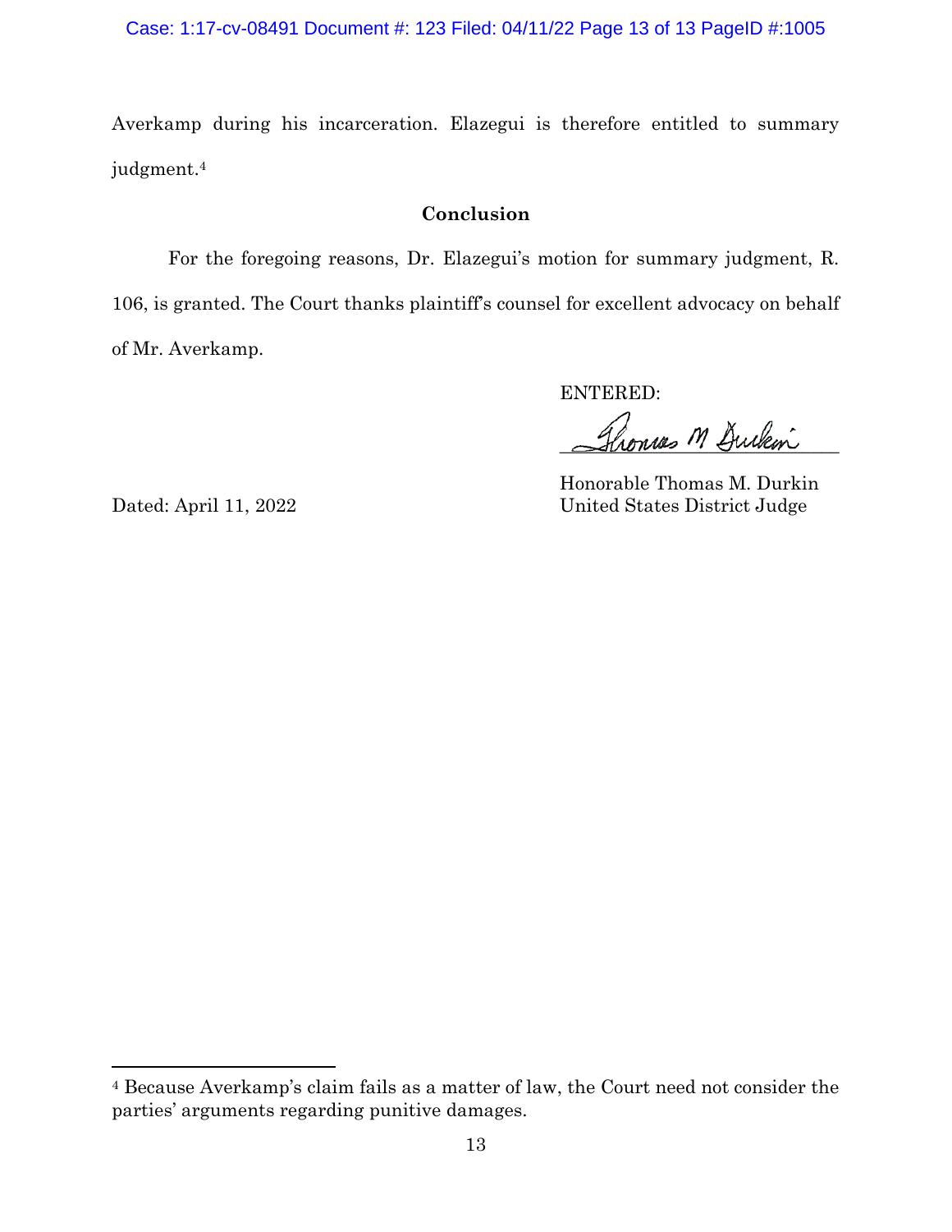Averkamp during his incarceration. Elazegui is therefore entitled to summary judgment.[4]

## Conclusion

For the foregoing reasons, Dr. Elazegui's motion for summary judgment, R. 106, is granted. The Court thanks plaintiff's counsel for excellent advocacy on behalf of Mr. Averkamp.

ENTERED:

Thomas M Durkin

Honorable Thomas M. Durkin
United States District Judge

Dated: April 11, 2022

[4] Because Averkamp's claim fails as a matter of law, the Court need not consider the parties' arguments regarding punitive damages.